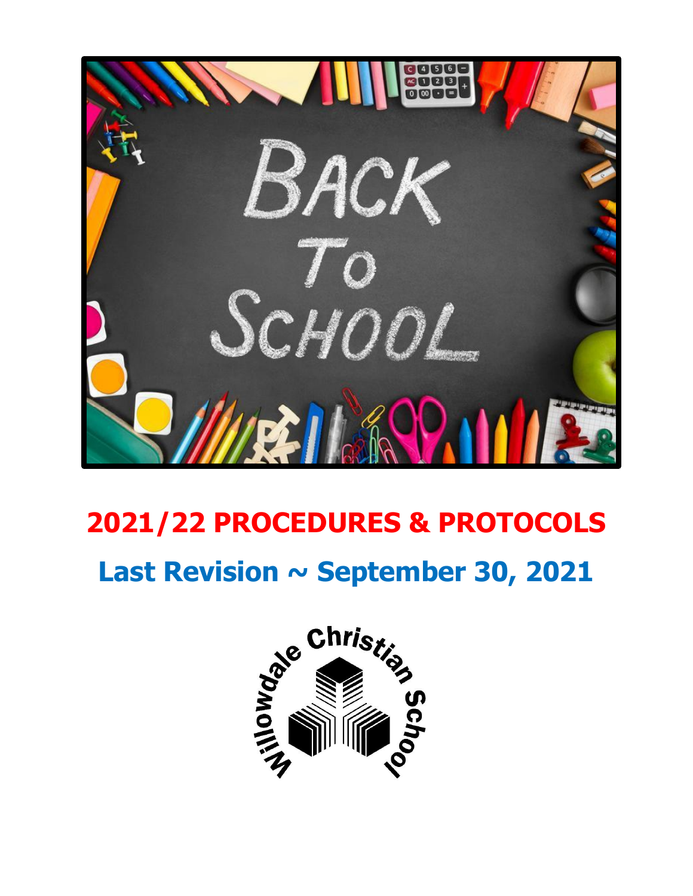# 2021/22 PROCEDURES & PROTOCOLS

## Last Revision ~ September 30, 2021

Willowdale Christian School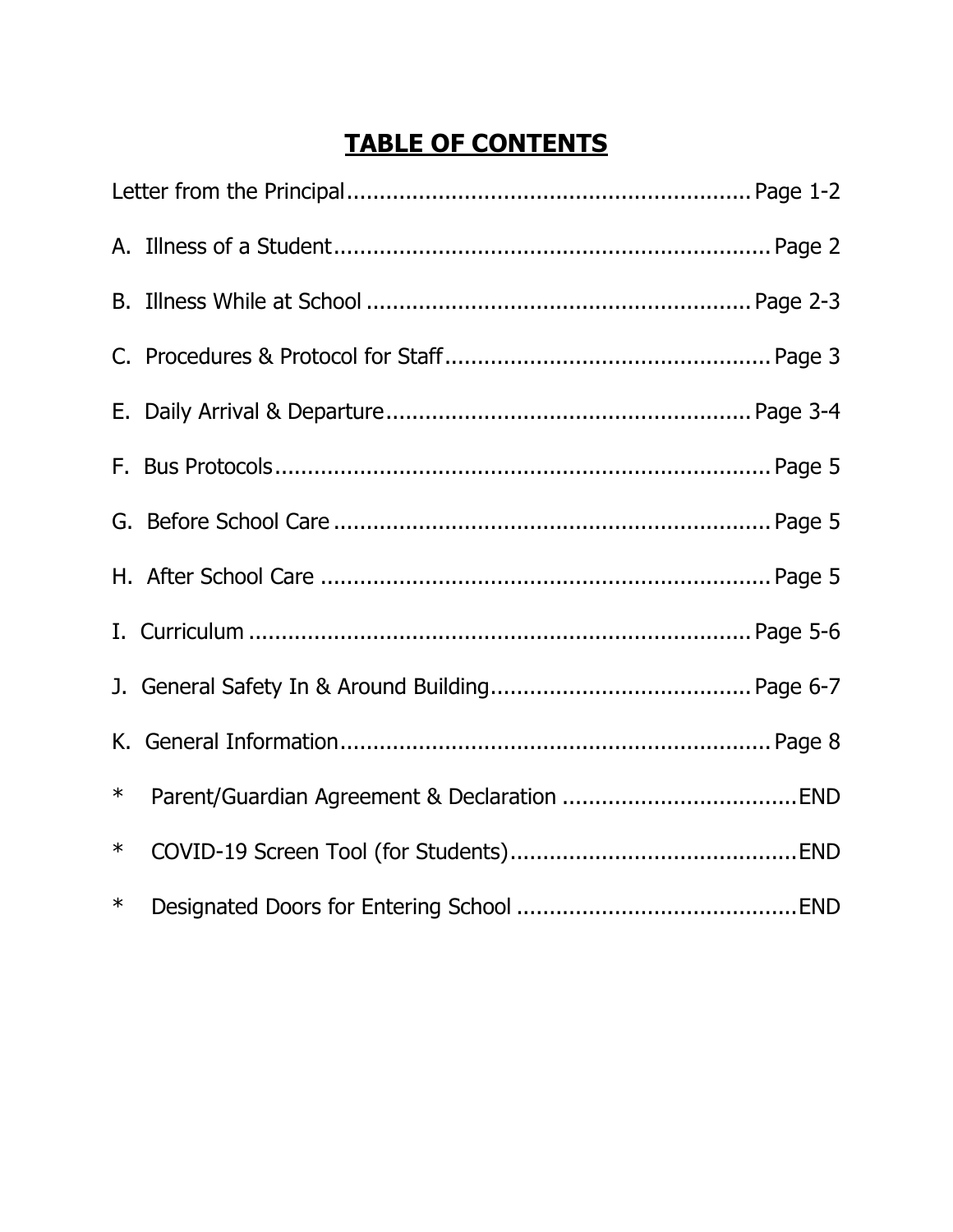# TABLE OF CONTENTS

Letter from the Principal.............................................................. Page 1-2

A. Illness of a Student.................................................................. Page 2

B. Illness While at School .......................................................... Page 2-3

C. Procedures & Protocol for Staff.................................................. Page 3

E. Daily Arrival & Departure........................................................ Page 3-4

F. Bus Protocols............................................................................ Page 5

G. Before School Care .................................................................. Page 5

H. After School Care .................................................................... Page 5

I. Curriculum ............................................................................ Page 5-6

J. General Safety In & Around Building........................................ Page 6-7

K. General Information................................................................. Page 8

* Parent/Guardian Agreement & Declaration ....................................END

* COVID-19 Screen Tool (for Students).............................................END

* Designated Doors for Entering School ............................................END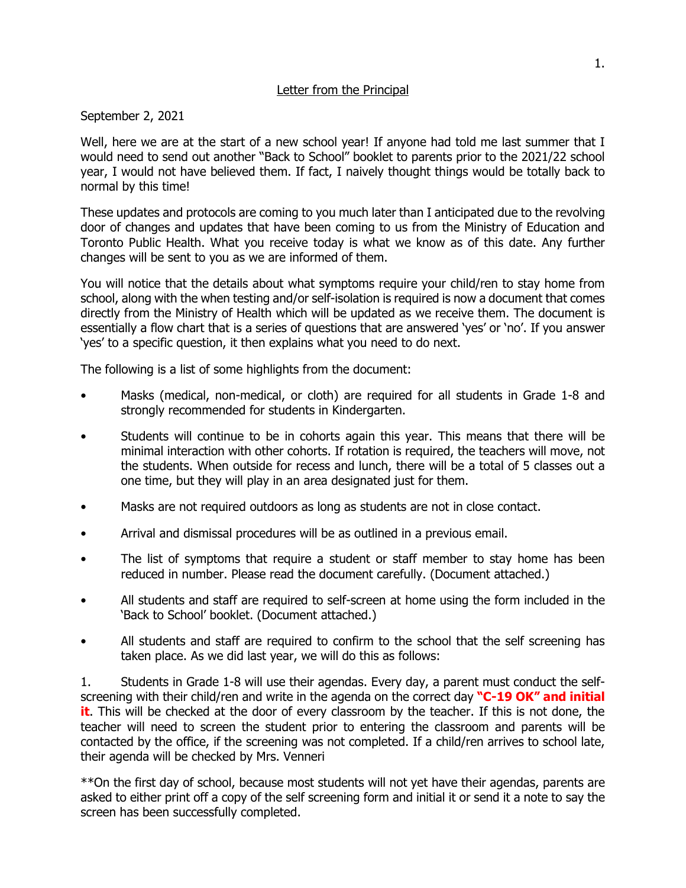<u>Letter from the Principal</u>

September 2, 2021

Well, here we are at the start of a new school year! If anyone had told me last summer that I would need to send out another "Back to School" booklet to parents prior to the 2021/22 school year, I would not have believed them. If fact, I naively thought things would be totally back to normal by this time!

These updates and protocols are coming to you much later than I anticipated due to the revolving door of changes and updates that have been coming to us from the Ministry of Education and Toronto Public Health. What you receive today is what we know as of this date. Any further changes will be sent to you as we are informed of them.

You will notice that the details about what symptoms require your child/ren to stay home from school, along with the when testing and/or self-isolation is required is now a document that comes directly from the Ministry of Health which will be updated as we receive them. The document is essentially a flow chart that is a series of questions that are answered 'yes' or 'no'. If you answer 'yes' to a specific question, it then explains what you need to do next.

The following is a list of some highlights from the document:

- Masks (medical, non-medical, or cloth) are required for all students in Grade 1-8 and strongly recommended for students in Kindergarten.
- Students will continue to be in cohorts again this year. This means that there will be minimal interaction with other cohorts. If rotation is required, the teachers will move, not the students. When outside for recess and lunch, there will be a total of 5 classes out a one time, but they will play in an area designated just for them.
- Masks are not required outdoors as long as students are not in close contact.
- Arrival and dismissal procedures will be as outlined in a previous email.
- The list of symptoms that require a student or staff member to stay home has been reduced in number. Please read the document carefully. (Document attached.)
- All students and staff are required to self-screen at home using the form included in the 'Back to School' booklet. (Document attached.)
- All students and staff are required to confirm to the school that the self screening has taken place. As we did last year, we will do this as follows:

1. Students in Grade 1-8 will use their agendas. Every day, a parent must conduct the self-screening with their child/ren and write in the agenda on the correct day **"C-19 OK" and initial it**. This will be checked at the door of every classroom by the teacher. If this is not done, the teacher will need to screen the student prior to entering the classroom and parents will be contacted by the office, if the screening was not completed. If a child/ren arrives to school late, their agenda will be checked by Mrs. Venneri

**On the first day of school, because most students will not yet have their agendas, parents are asked to either print off a copy of the self screening form and initial it or send it a note to say the screen has been successfully completed.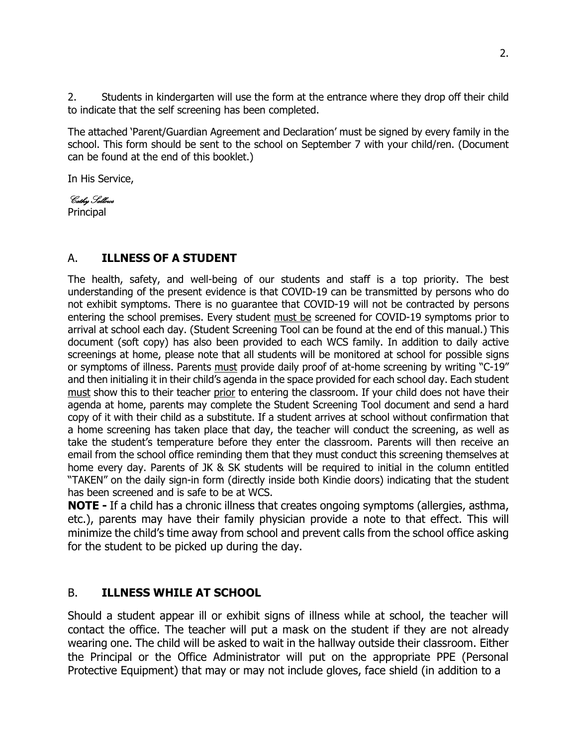2. Students in kindergarten will use the form at the entrance where they drop off their child to indicate that the self screening has been completed.

The attached 'Parent/Guardian Agreement and Declaration' must be signed by every family in the school. This form should be sent to the school on September 7 with your child/ren. (Document can be found at the end of this booklet.)

In His Service,

*Cathy Sallows*
Principal

## A. **ILLNESS OF A STUDENT**

The health, safety, and well-being of our students and staff is a top priority. The best understanding of the present evidence is that COVID-19 can be transmitted by persons who do not exhibit symptoms. There is no guarantee that COVID-19 will not be contracted by persons entering the school premises. Every student must be screened for COVID-19 symptoms prior to arrival at school each day. (Student Screening Tool can be found at the end of this manual.) This document (soft copy) has also been provided to each WCS family. In addition to daily active screenings at home, please note that all students will be monitored at school for possible signs or symptoms of illness. Parents must provide daily proof of at-home screening by writing "C-19" and then initialing it in their child's agenda in the space provided for each school day. Each student must show this to their teacher prior to entering the classroom. If your child does not have their agenda at home, parents may complete the Student Screening Tool document and send a hard copy of it with their child as a substitute. If a student arrives at school without confirmation that a home screening has taken place that day, the teacher will conduct the screening, as well as take the student's temperature before they enter the classroom. Parents will then receive an email from the school office reminding them that they must conduct this screening themselves at home every day. Parents of JK & SK students will be required to initial in the column entitled "TAKEN" on the daily sign-in form (directly inside both Kindie doors) indicating that the student has been screened and is safe to be at WCS.

**NOTE -** If a child has a chronic illness that creates ongoing symptoms (allergies, asthma, etc.), parents may have their family physician provide a note to that effect. This will minimize the child's time away from school and prevent calls from the school office asking for the student to be picked up during the day.

## B. **ILLNESS WHILE AT SCHOOL**

Should a student appear ill or exhibit signs of illness while at school, the teacher will contact the office. The teacher will put a mask on the student if they are not already wearing one. The child will be asked to wait in the hallway outside their classroom. Either the Principal or the Office Administrator will put on the appropriate PPE (Personal Protective Equipment) that may or may not include gloves, face shield (in addition to a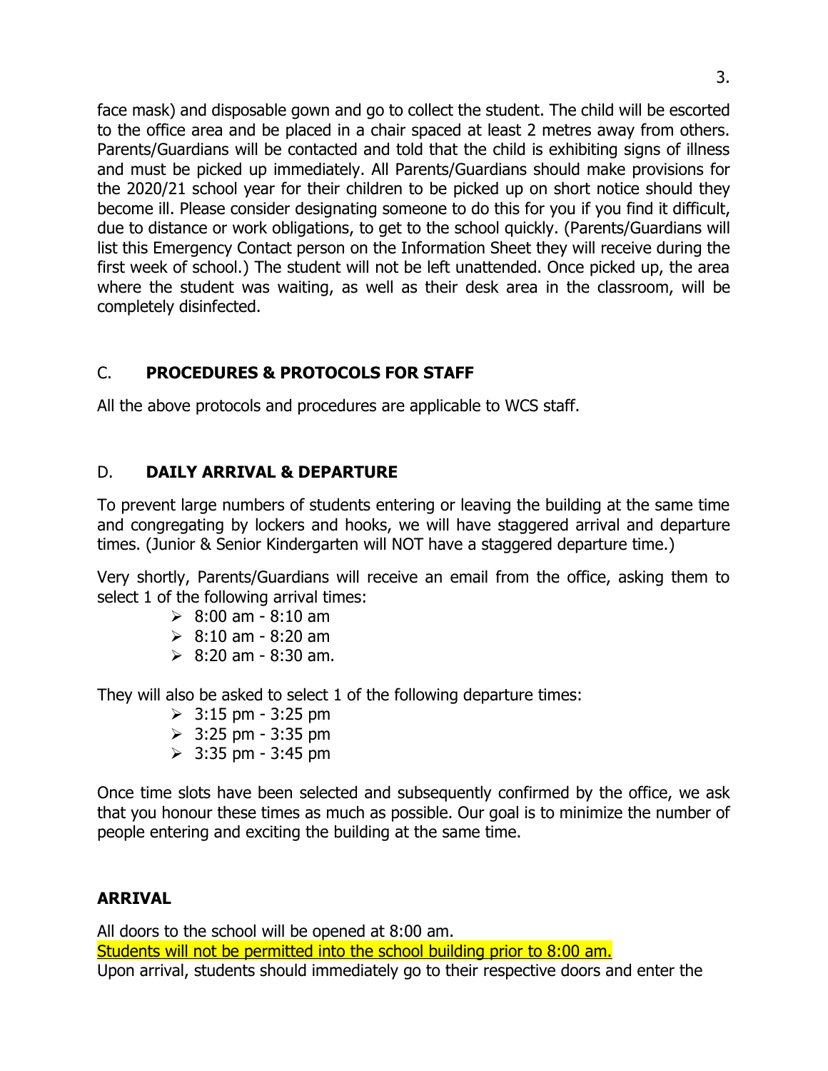face mask) and disposable gown and go to collect the student. The child will be escorted to the office area and be placed in a chair spaced at least 2 metres away from others. Parents/Guardians will be contacted and told that the child is exhibiting signs of illness and must be picked up immediately. All Parents/Guardians should make provisions for the 2020/21 school year for their children to be picked up on short notice should they become ill. Please consider designating someone to do this for you if you find it difficult, due to distance or work obligations, to get to the school quickly. (Parents/Guardians will list this Emergency Contact person on the Information Sheet they will receive during the first week of school.) The student will not be left unattended. Once picked up, the area where the student was waiting, as well as their desk area in the classroom, will be completely disinfected.

## C. **PROCEDURES & PROTOCOLS FOR STAFF**

All the above protocols and procedures are applicable to WCS staff.

## D. **DAILY ARRIVAL & DEPARTURE**

To prevent large numbers of students entering or leaving the building at the same time and congregating by lockers and hooks, we will have staggered arrival and departure times. (Junior & Senior Kindergarten will NOT have a staggered departure time.)

Very shortly, Parents/Guardians will receive an email from the office, asking them to select 1 of the following arrival times:

- 8:00 am - 8:10 am
- 8:10 am - 8:20 am
- 8:20 am - 8:30 am.

They will also be asked to select 1 of the following departure times:

- 3:15 pm - 3:25 pm
- 3:25 pm - 3:35 pm
- 3:35 pm - 3:45 pm

Once time slots have been selected and subsequently confirmed by the office, we ask that you honour these times as much as possible. Our goal is to minimize the number of people entering and exciting the building at the same time.

### **ARRIVAL**

All doors to the school will be opened at 8:00 am.
Students will not be permitted into the school building prior to 8:00 am.
Upon arrival, students should immediately go to their respective doors and enter the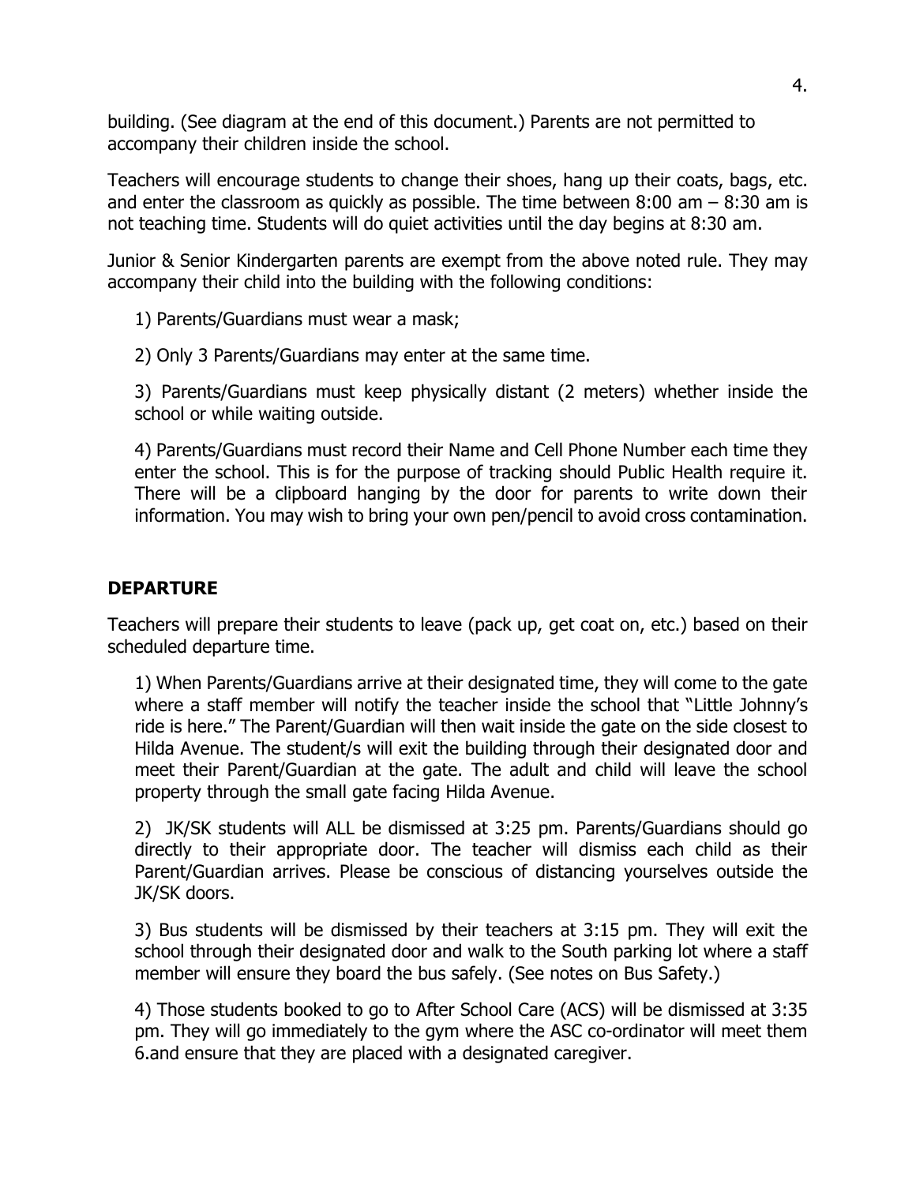building. (See diagram at the end of this document.) Parents are not permitted to accompany their children inside the school.

Teachers will encourage students to change their shoes, hang up their coats, bags, etc. and enter the classroom as quickly as possible. The time between 8:00 am – 8:30 am is not teaching time. Students will do quiet activities until the day begins at 8:30 am.

Junior & Senior Kindergarten parents are exempt from the above noted rule. They may accompany their child into the building with the following conditions:

1) Parents/Guardians must wear a mask;

2) Only 3 Parents/Guardians may enter at the same time.

3) Parents/Guardians must keep physically distant (2 meters) whether inside the school or while waiting outside.

4) Parents/Guardians must record their Name and Cell Phone Number each time they enter the school. This is for the purpose of tracking should Public Health require it. There will be a clipboard hanging by the door for parents to write down their information. You may wish to bring your own pen/pencil to avoid cross contamination.

## DEPARTURE

Teachers will prepare their students to leave (pack up, get coat on, etc.) based on their scheduled departure time.

1) When Parents/Guardians arrive at their designated time, they will come to the gate where a staff member will notify the teacher inside the school that "Little Johnny's ride is here." The Parent/Guardian will then wait inside the gate on the side closest to Hilda Avenue. The student/s will exit the building through their designated door and meet their Parent/Guardian at the gate. The adult and child will leave the school property through the small gate facing Hilda Avenue.

2) JK/SK students will ALL be dismissed at 3:25 pm. Parents/Guardians should go directly to their appropriate door. The teacher will dismiss each child as their Parent/Guardian arrives. Please be conscious of distancing yourselves outside the JK/SK doors.

3) Bus students will be dismissed by their teachers at 3:15 pm. They will exit the school through their designated door and walk to the South parking lot where a staff member will ensure they board the bus safely. (See notes on Bus Safety.)

4) Those students booked to go to After School Care (ACS) will be dismissed at 3:35 pm. They will go immediately to the gym where the ASC co-ordinator will meet them 6.and ensure that they are placed with a designated caregiver.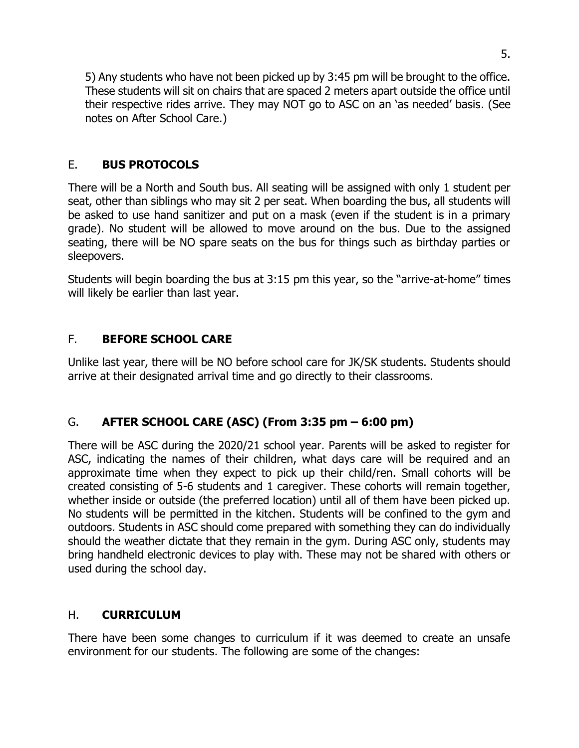5) Any students who have not been picked up by 3:45 pm will be brought to the office. These students will sit on chairs that are spaced 2 meters apart outside the office until their respective rides arrive. They may NOT go to ASC on an 'as needed' basis. (See notes on After School Care.)

## E. **BUS PROTOCOLS**

There will be a North and South bus. All seating will be assigned with only 1 student per seat, other than siblings who may sit 2 per seat. When boarding the bus, all students will be asked to use hand sanitizer and put on a mask (even if the student is in a primary grade). No student will be allowed to move around on the bus. Due to the assigned seating, there will be NO spare seats on the bus for things such as birthday parties or sleepovers.

Students will begin boarding the bus at 3:15 pm this year, so the "arrive-at-home" times will likely be earlier than last year.

## F. **BEFORE SCHOOL CARE**

Unlike last year, there will be NO before school care for JK/SK students. Students should arrive at their designated arrival time and go directly to their classrooms.

## G. **AFTER SCHOOL CARE (ASC) (From 3:35 pm – 6:00 pm)**

There will be ASC during the 2020/21 school year. Parents will be asked to register for ASC, indicating the names of their children, what days care will be required and an approximate time when they expect to pick up their child/ren. Small cohorts will be created consisting of 5-6 students and 1 caregiver. These cohorts will remain together, whether inside or outside (the preferred location) until all of them have been picked up. No students will be permitted in the kitchen. Students will be confined to the gym and outdoors. Students in ASC should come prepared with something they can do individually should the weather dictate that they remain in the gym. During ASC only, students may bring handheld electronic devices to play with. These may not be shared with others or used during the school day.

## H. **CURRICULUM**

There have been some changes to curriculum if it was deemed to create an unsafe environment for our students. The following are some of the changes: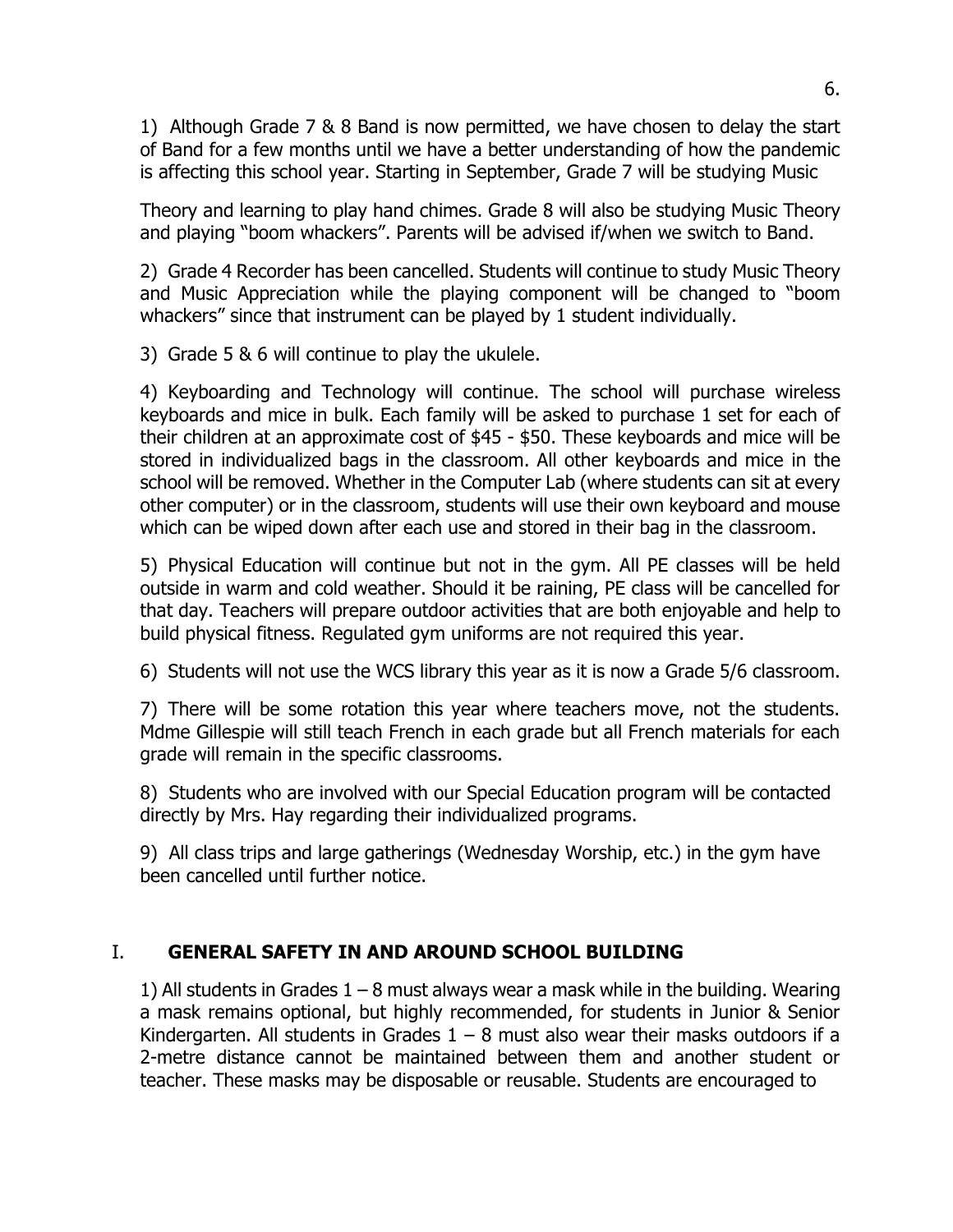1) Although Grade 7 & 8 Band is now permitted, we have chosen to delay the start of Band for a few months until we have a better understanding of how the pandemic is affecting this school year. Starting in September, Grade 7 will be studying Music Theory and learning to play hand chimes. Grade 8 will also be studying Music Theory and playing "boom whackers". Parents will be advised if/when we switch to Band.

2) Grade 4 Recorder has been cancelled. Students will continue to study Music Theory and Music Appreciation while the playing component will be changed to "boom whackers" since that instrument can be played by 1 student individually.

3) Grade 5 & 6 will continue to play the ukulele.

4) Keyboarding and Technology will continue. The school will purchase wireless keyboards and mice in bulk. Each family will be asked to purchase 1 set for each of their children at an approximate cost of $45 - $50. These keyboards and mice will be stored in individualized bags in the classroom. All other keyboards and mice in the school will be removed. Whether in the Computer Lab (where students can sit at every other computer) or in the classroom, students will use their own keyboard and mouse which can be wiped down after each use and stored in their bag in the classroom.

5) Physical Education will continue but not in the gym. All PE classes will be held outside in warm and cold weather. Should it be raining, PE class will be cancelled for that day. Teachers will prepare outdoor activities that are both enjoyable and help to build physical fitness. Regulated gym uniforms are not required this year.

6) Students will not use the WCS library this year as it is now a Grade 5/6 classroom.

7) There will be some rotation this year where teachers move, not the students. Mdme Gillespie will still teach French in each grade but all French materials for each grade will remain in the specific classrooms.

8) Students who are involved with our Special Education program will be contacted directly by Mrs. Hay regarding their individualized programs.

9) All class trips and large gatherings (Wednesday Worship, etc.) in the gym have been cancelled until further notice.

## I. GENERAL SAFETY IN AND AROUND SCHOOL BUILDING

1) All students in Grades 1 – 8 must always wear a mask while in the building. Wearing a mask remains optional, but highly recommended, for students in Junior & Senior Kindergarten. All students in Grades 1 – 8 must also wear their masks outdoors if a 2-metre distance cannot be maintained between them and another student or teacher. These masks may be disposable or reusable. Students are encouraged to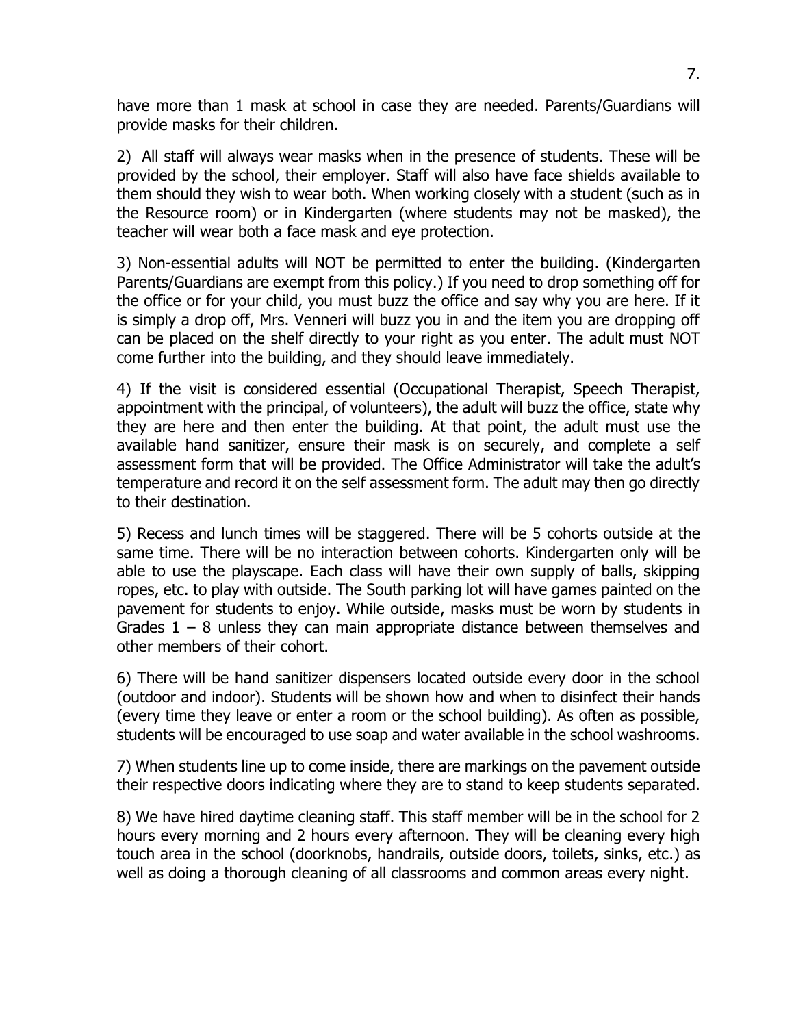have more than 1 mask at school in case they are needed. Parents/Guardians will provide masks for their children.

2) All staff will always wear masks when in the presence of students. These will be provided by the school, their employer. Staff will also have face shields available to them should they wish to wear both. When working closely with a student (such as in the Resource room) or in Kindergarten (where students may not be masked), the teacher will wear both a face mask and eye protection.

3) Non-essential adults will NOT be permitted to enter the building. (Kindergarten Parents/Guardians are exempt from this policy.) If you need to drop something off for the office or for your child, you must buzz the office and say why you are here. If it is simply a drop off, Mrs. Venneri will buzz you in and the item you are dropping off can be placed on the shelf directly to your right as you enter. The adult must NOT come further into the building, and they should leave immediately.

4) If the visit is considered essential (Occupational Therapist, Speech Therapist, appointment with the principal, of volunteers), the adult will buzz the office, state why they are here and then enter the building. At that point, the adult must use the available hand sanitizer, ensure their mask is on securely, and complete a self assessment form that will be provided. The Office Administrator will take the adult's temperature and record it on the self assessment form. The adult may then go directly to their destination.

5) Recess and lunch times will be staggered. There will be 5 cohorts outside at the same time. There will be no interaction between cohorts. Kindergarten only will be able to use the playscape. Each class will have their own supply of balls, skipping ropes, etc. to play with outside. The South parking lot will have games painted on the pavement for students to enjoy. While outside, masks must be worn by students in Grades 1 – 8 unless they can main appropriate distance between themselves and other members of their cohort.

6) There will be hand sanitizer dispensers located outside every door in the school (outdoor and indoor). Students will be shown how and when to disinfect their hands (every time they leave or enter a room or the school building). As often as possible, students will be encouraged to use soap and water available in the school washrooms.

7) When students line up to come inside, there are markings on the pavement outside their respective doors indicating where they are to stand to keep students separated.

8) We have hired daytime cleaning staff. This staff member will be in the school for 2 hours every morning and 2 hours every afternoon. They will be cleaning every high touch area in the school (doorknobs, handrails, outside doors, toilets, sinks, etc.) as well as doing a thorough cleaning of all classrooms and common areas every night.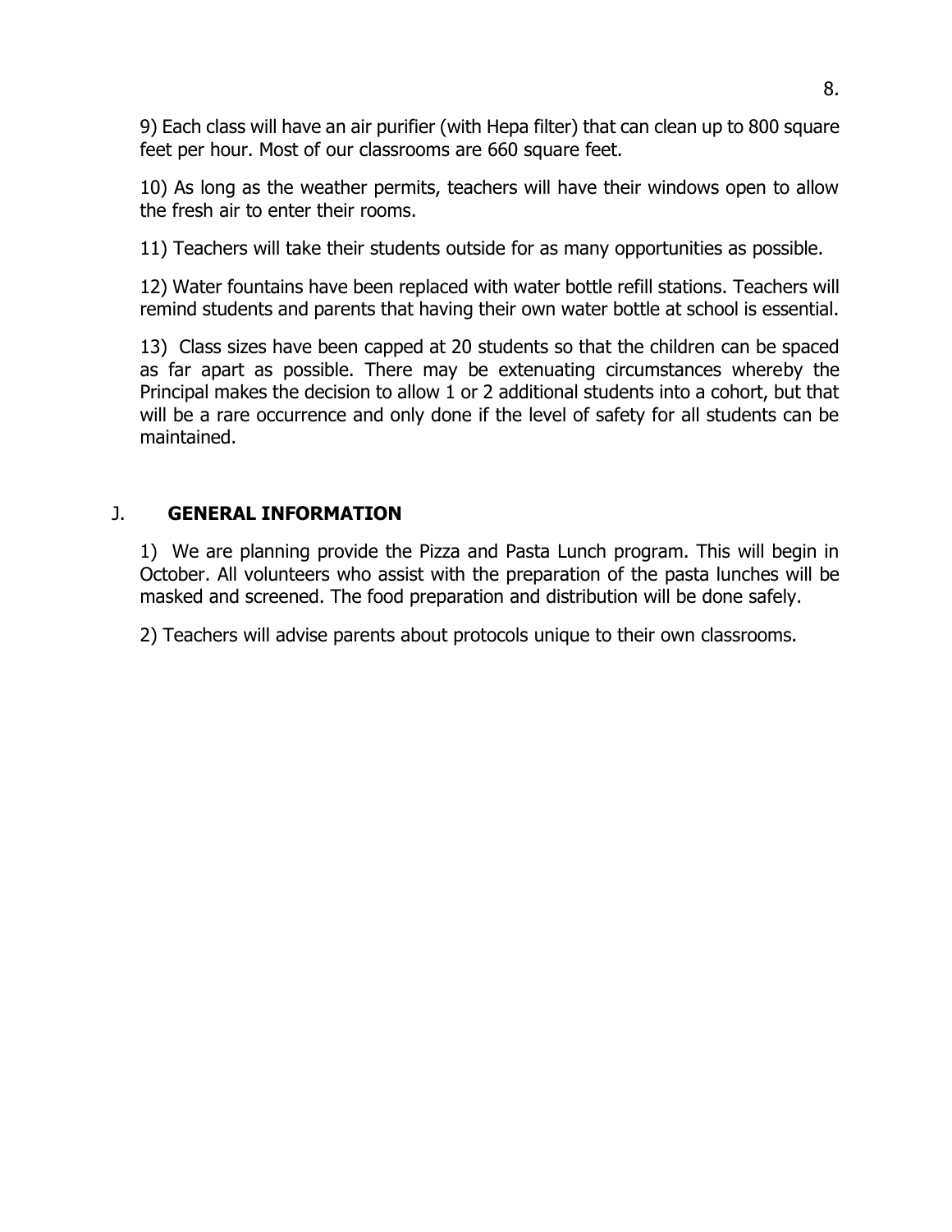9) Each class will have an air purifier (with Hepa filter) that can clean up to 800 square feet per hour. Most of our classrooms are 660 square feet.

10) As long as the weather permits, teachers will have their windows open to allow the fresh air to enter their rooms.

11) Teachers will take their students outside for as many opportunities as possible.

12) Water fountains have been replaced with water bottle refill stations. Teachers will remind students and parents that having their own water bottle at school is essential.

13) Class sizes have been capped at 20 students so that the children can be spaced as far apart as possible. There may be extenuating circumstances whereby the Principal makes the decision to allow 1 or 2 additional students into a cohort, but that will be a rare occurrence and only done if the level of safety for all students can be maintained.

## J. **GENERAL INFORMATION**

1) We are planning provide the Pizza and Pasta Lunch program. This will begin in October. All volunteers who assist with the preparation of the pasta lunches will be masked and screened. The food preparation and distribution will be done safely.

2) Teachers will advise parents about protocols unique to their own classrooms.